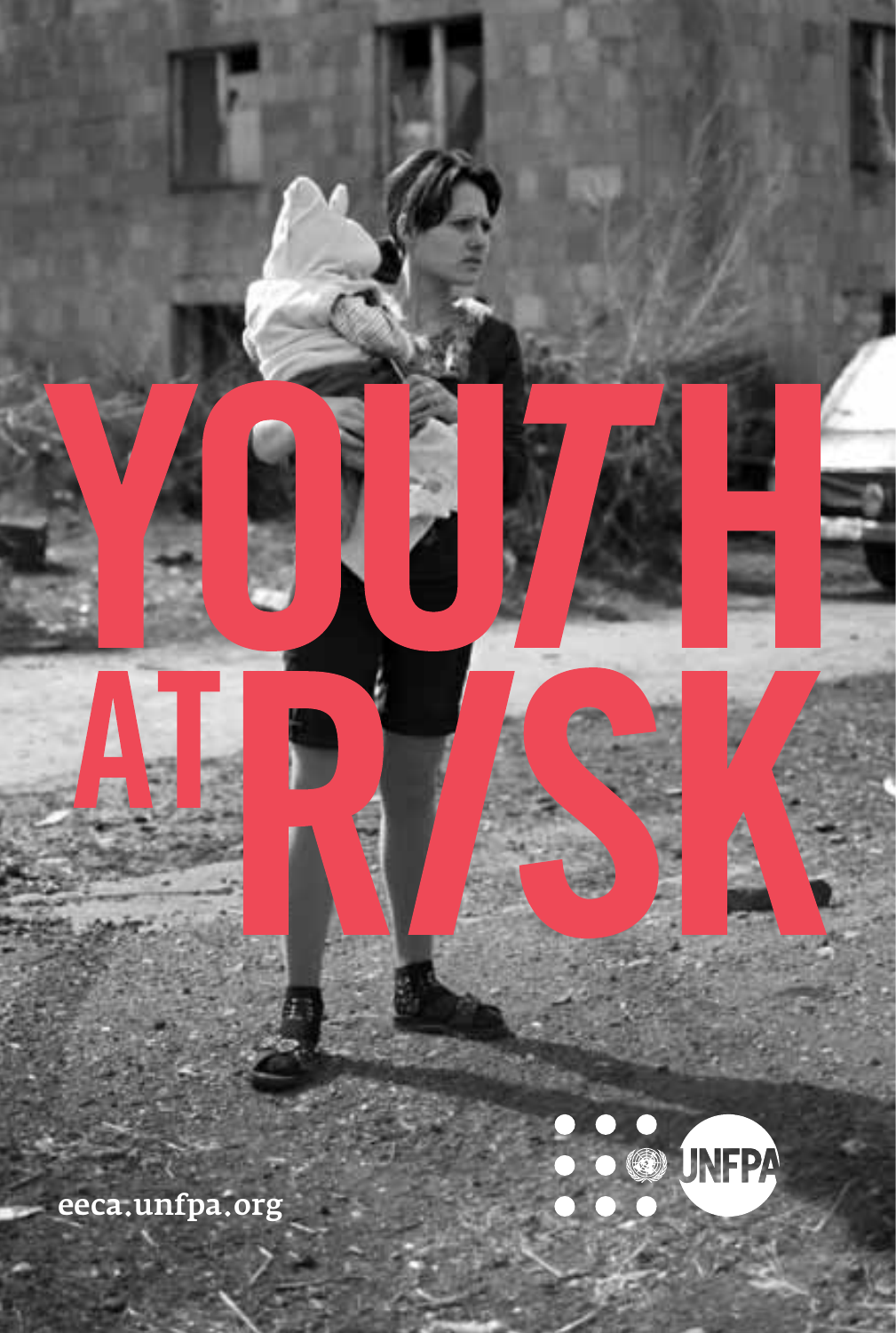# YOUTH AT RISK

eeca.unfpa.org

UNFPA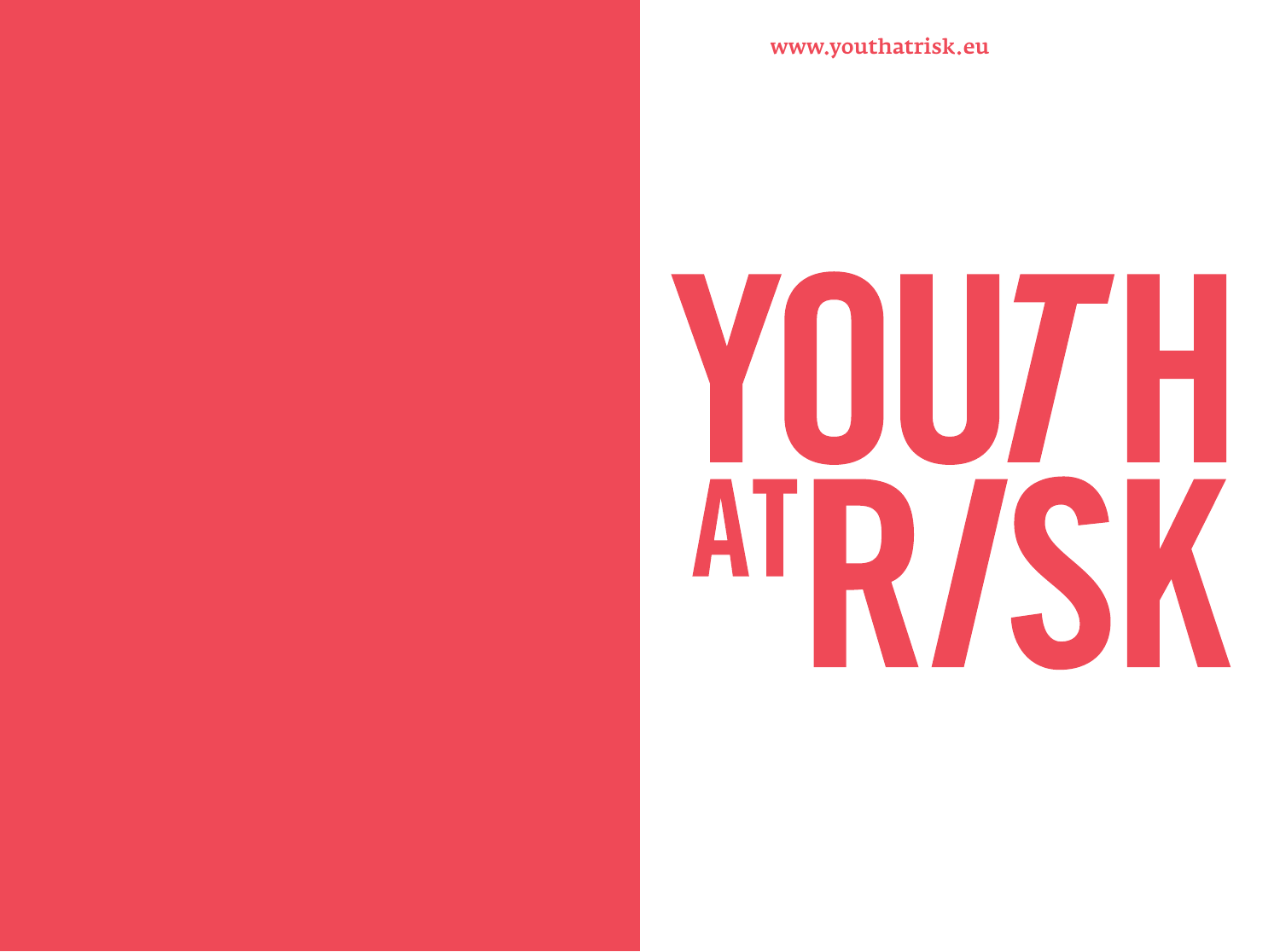www.youthatrisk.eu

# YOUTH AT RISK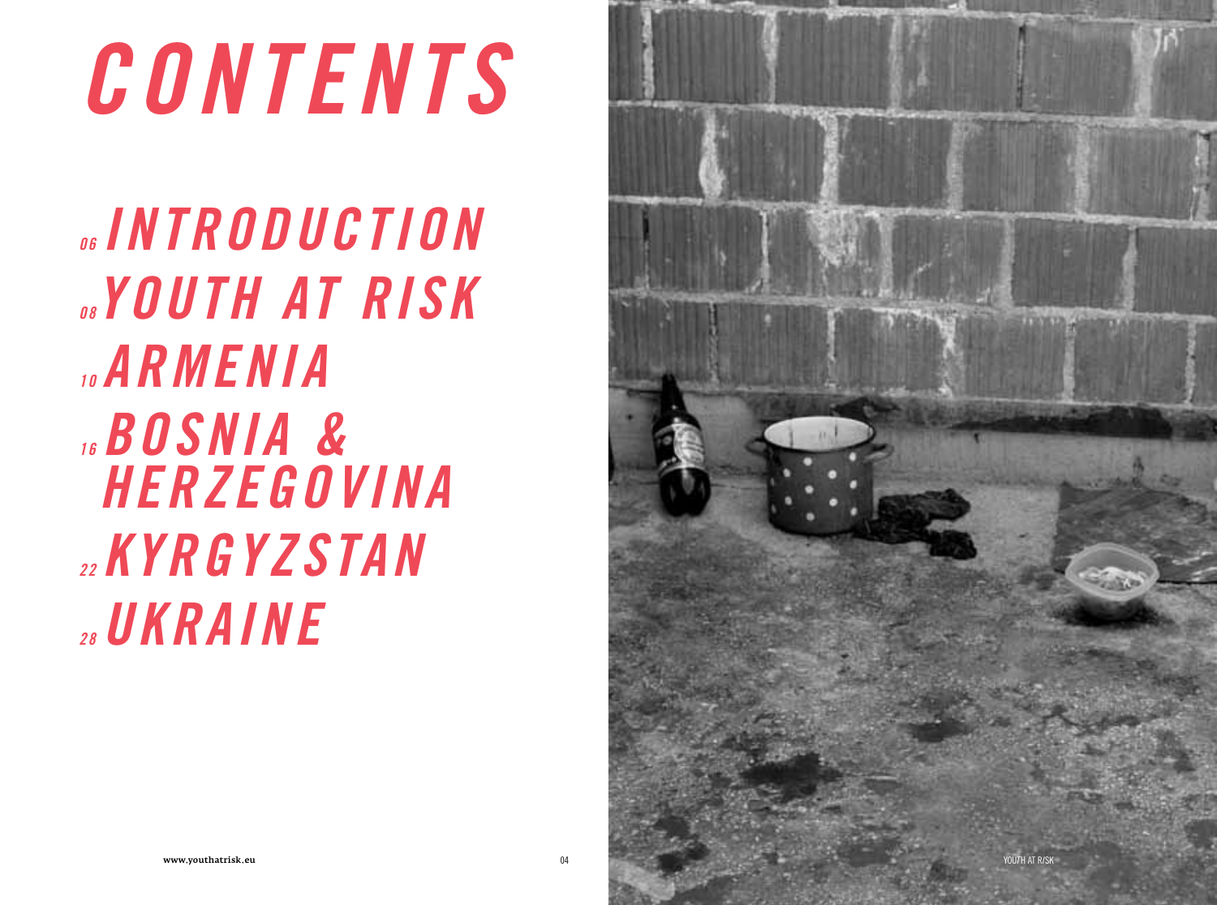# CONTENTS

06 INTRODUCTION

08 YOUTH AT RISK

10 ARMENIA

16 BOSNIA & HERZEGOVINA

22 KYRGYZSTAN

28 UKRAINE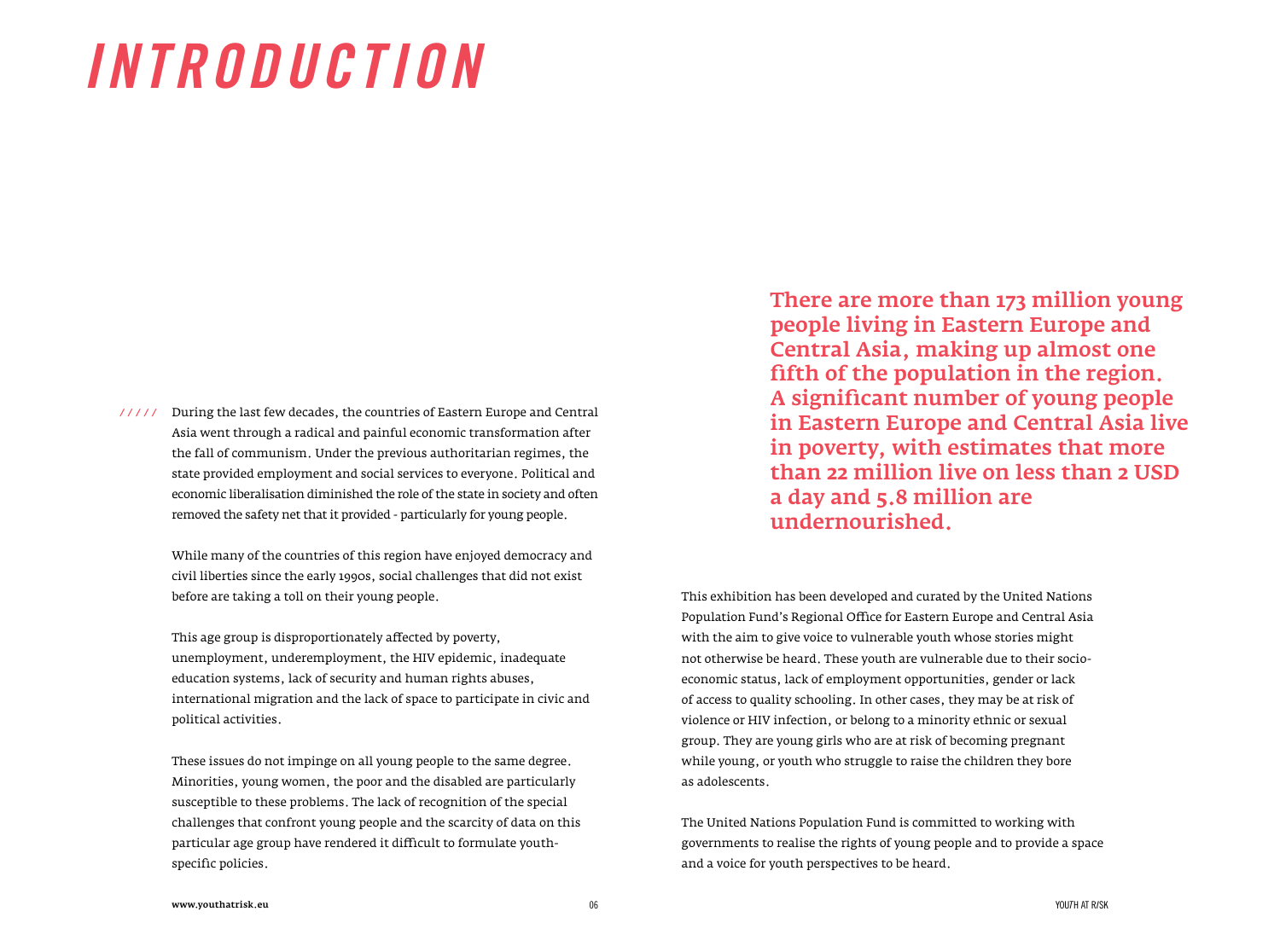# INTRODUCTION

///// During the last few decades, the countries of Eastern Europe and Central Asia went through a radical and painful economic transformation after the fall of communism. Under the previous authoritarian regimes, the state provided employment and social services to everyone. Political and economic liberalisation diminished the role of the state in society and often removed the safety net that it provided - particularly for young people.

While many of the countries of this region have enjoyed democracy and civil liberties since the early 1990s, social challenges that did not exist before are taking a toll on their young people.

This age group is disproportionately affected by poverty, unemployment, underemployment, the HIV epidemic, inadequate education systems, lack of security and human rights abuses, international migration and the lack of space to participate in civic and political activities.

These issues do not impinge on all young people to the same degree. Minorities, young women, the poor and the disabled are particularly susceptible to these problems. The lack of recognition of the special challenges that confront young people and the scarcity of data on this particular age group have rendered it difficult to formulate youth-specific policies.

**There are more than 173 million young people living in Eastern Europe and Central Asia, making up almost one fifth of the population in the region. A significant number of young people in Eastern Europe and Central Asia live in poverty, with estimates that more than 22 million live on less than 2 USD a day and 5.8 million are undernourished.**

This exhibition has been developed and curated by the United Nations Population Fund's Regional Office for Eastern Europe and Central Asia with the aim to give voice to vulnerable youth whose stories might not otherwise be heard. These youth are vulnerable due to their socio-economic status, lack of employment opportunities, gender or lack of access to quality schooling. In other cases, they may be at risk of violence or HIV infection, or belong to a minority ethnic or sexual group. They are young girls who are at risk of becoming pregnant while young, or youth who struggle to raise the children they bore as adolescents.

The United Nations Population Fund is committed to working with governments to realise the rights of young people and to provide a space and a voice for youth perspectives to be heard.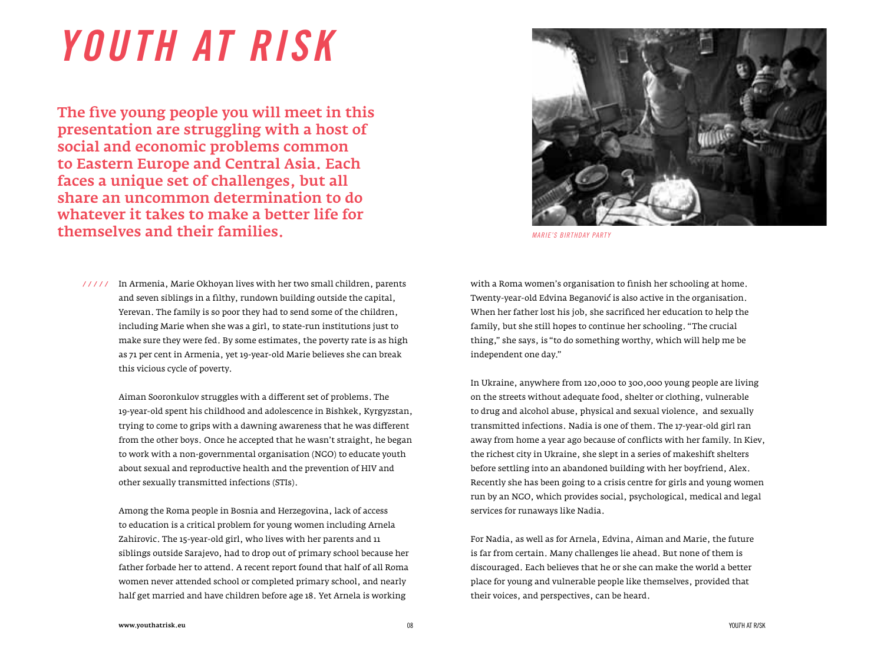# YOUTH AT RISK

**The five young people you will meet in this presentation are struggling with a host of social and economic problems common to Eastern Europe and Central Asia. Each faces a unique set of challenges, but all share an uncommon determination to do whatever it takes to make a better life for themselves and their families.**

*MARIE'S BIRTHDAY PARTY*

///// In Armenia, Marie Okhoyan lives with her two small children, parents and seven siblings in a filthy, rundown building outside the capital, Yerevan. The family is so poor they had to send some of the children, including Marie when she was a girl, to state-run institutions just to make sure they were fed. By some estimates, the poverty rate is as high as 71 per cent in Armenia, yet 19-year-old Marie believes she can break this vicious cycle of poverty.

Aiman Sooronkulov struggles with a different set of problems. The 19-year-old spent his childhood and adolescence in Bishkek, Kyrgyzstan, trying to come to grips with a dawning awareness that he was different from the other boys. Once he accepted that he wasn't straight, he began to work with a non-governmental organisation (NGO) to educate youth about sexual and reproductive health and the prevention of HIV and other sexually transmitted infections (STIs).

Among the Roma people in Bosnia and Herzegovina, lack of access to education is a critical problem for young women including Arnela Zahirovic. The 15-year-old girl, who lives with her parents and 11 siblings outside Sarajevo, had to drop out of primary school because her father forbade her to attend. A recent report found that half of all Roma women never attended school or completed primary school, and nearly half get married and have children before age 18. Yet Arnela is working with a Roma women's organisation to finish her schooling at home. Twenty-year-old Edvina Beganović is also active in the organisation. When her father lost his job, she sacrificed her education to help the family, but she still hopes to continue her schooling. "The crucial thing," she says, is "to do something worthy, which will help me be independent one day."

In Ukraine, anywhere from 120,000 to 300,000 young people are living on the streets without adequate food, shelter or clothing, vulnerable to drug and alcohol abuse, physical and sexual violence, and sexually transmitted infections. Nadia is one of them. The 17-year-old girl ran away from home a year ago because of conflicts with her family. In Kiev, the richest city in Ukraine, she slept in a series of makeshift shelters before settling into an abandoned building with her boyfriend, Alex. Recently she has been going to a crisis centre for girls and young women run by an NGO, which provides social, psychological, medical and legal services for runaways like Nadia.

For Nadia, as well as for Arnela, Edvina, Aiman and Marie, the future is far from certain. Many challenges lie ahead. But none of them is discouraged. Each believes that he or she can make the world a better place for young and vulnerable people like themselves, provided that their voices, and perspectives, can be heard.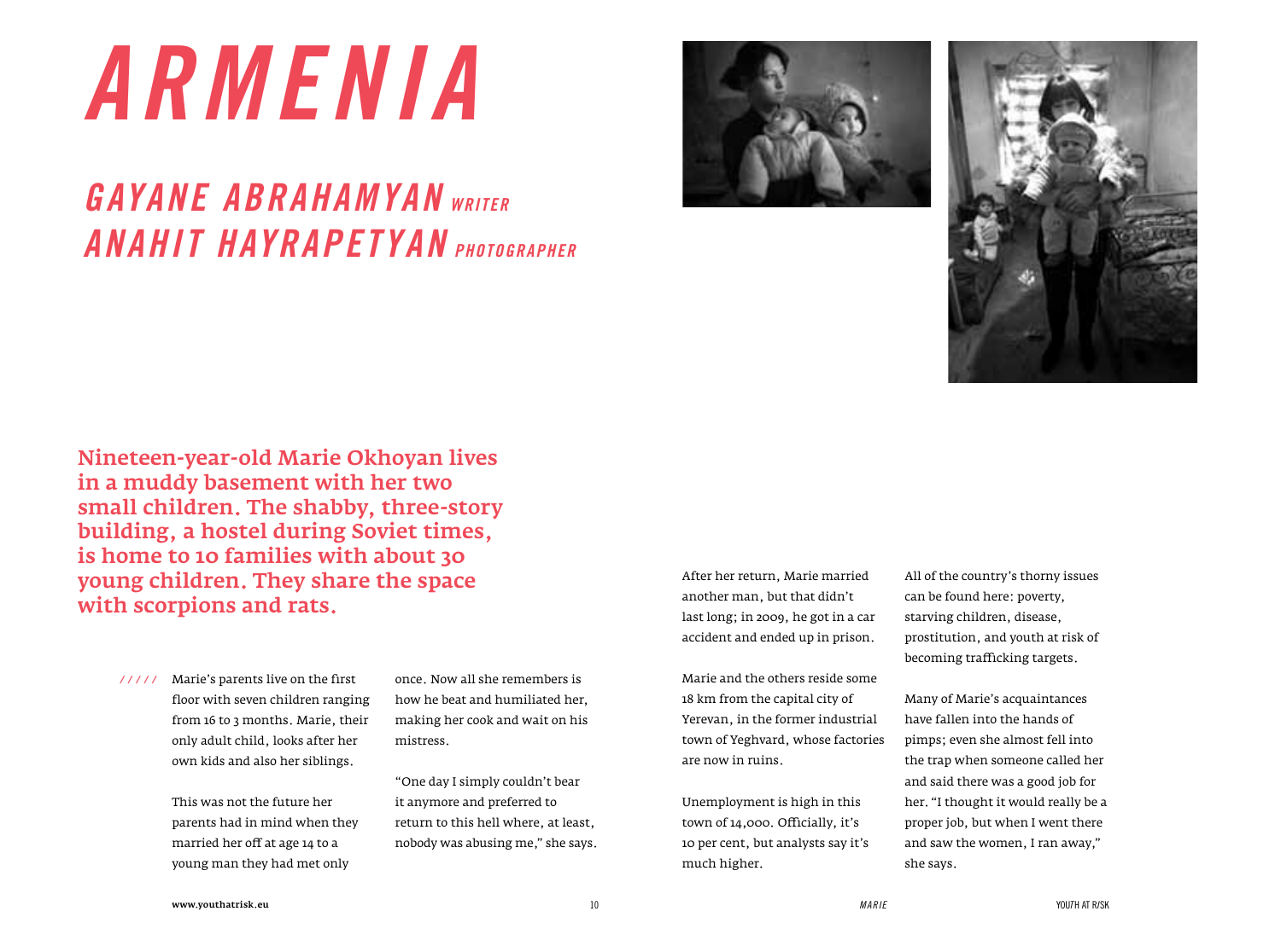# ARMENIA

## GAYANE ABRAHAMYAN *WRITER*
## ANAHIT HAYRAPETYAN *PHOTOGRAPHER*

**Nineteen-year-old Marie Okhoyan lives in a muddy basement with her two small children. The shabby, three-story building, a hostel during Soviet times, is home to 10 families with about 30 young children. They share the space with scorpions and rats.**

///// Marie's parents live on the first floor with seven children ranging from 16 to 3 months. Marie, their only adult child, looks after her own kids and also her siblings.

This was not the future her parents had in mind when they married her off at age 14 to a young man they had met only once. Now all she remembers is how he beat and humiliated her, making her cook and wait on his mistress.

"One day I simply couldn't bear it anymore and preferred to return to this hell where, at least, nobody was abusing me," she says.

After her return, Marie married another man, but that didn't last long; in 2009, he got in a car accident and ended up in prison.

Marie and the others reside some 18 km from the capital city of Yerevan, in the former industrial town of Yeghvard, whose factories are now in ruins.

Unemployment is high in this town of 14,000. Officially, it's 10 per cent, but analysts say it's much higher.

All of the country's thorny issues can be found here: poverty, starving children, disease, prostitution, and youth at risk of becoming trafficking targets.

Many of Marie's acquaintances have fallen into the hands of pimps; even she almost fell into the trap when someone called her and said there was a good job for her. "I thought it would really be a proper job, but when I went there and saw the women, I ran away," she says.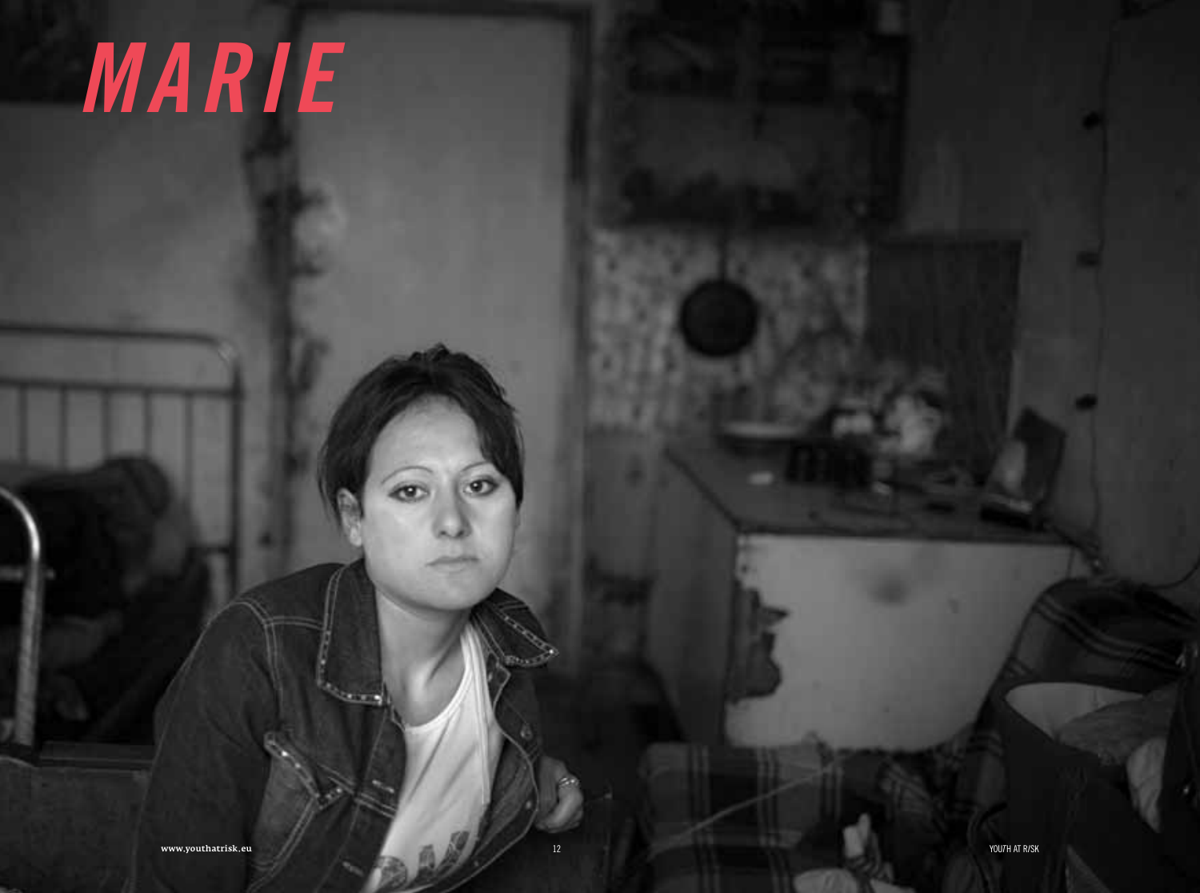# MARIE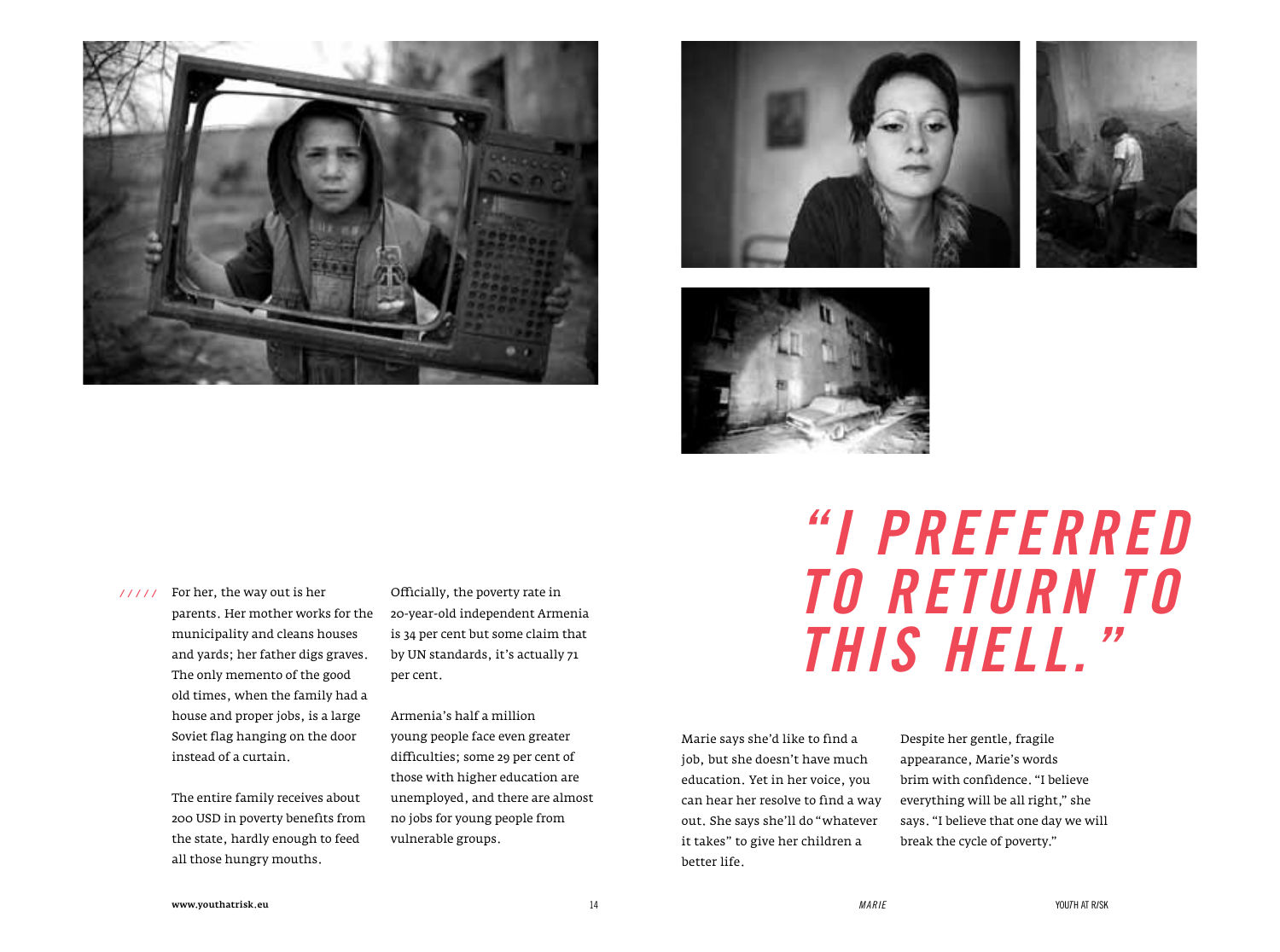For her, the way out is her parents. Her mother works for the municipality and cleans houses and yards; her father digs graves. The only memento of the good old times, when the family had a house and proper jobs, is a large Soviet flag hanging on the door instead of a curtain.

The entire family receives about 200 USD in poverty benefits from the state, hardly enough to feed all those hungry mouths.

Officially, the poverty rate in 20-year-old independent Armenia is 34 per cent but some claim that by UN standards, it's actually 71 per cent.

Armenia's half a million young people face even greater difficulties; some 29 per cent of those with higher education are unemployed, and there are almost no jobs for young people from vulnerable groups.

## *"I PREFERRED TO RETURN TO THIS HELL."*

Marie says she'd like to find a job, but she doesn't have much education. Yet in her voice, you can hear her resolve to find a way out. She says she'll do "whatever it takes" to give her children a better life.

Despite her gentle, fragile appearance, Marie's words brim with confidence. "I believe everything will be all right," she says. "I believe that one day we will break the cycle of poverty."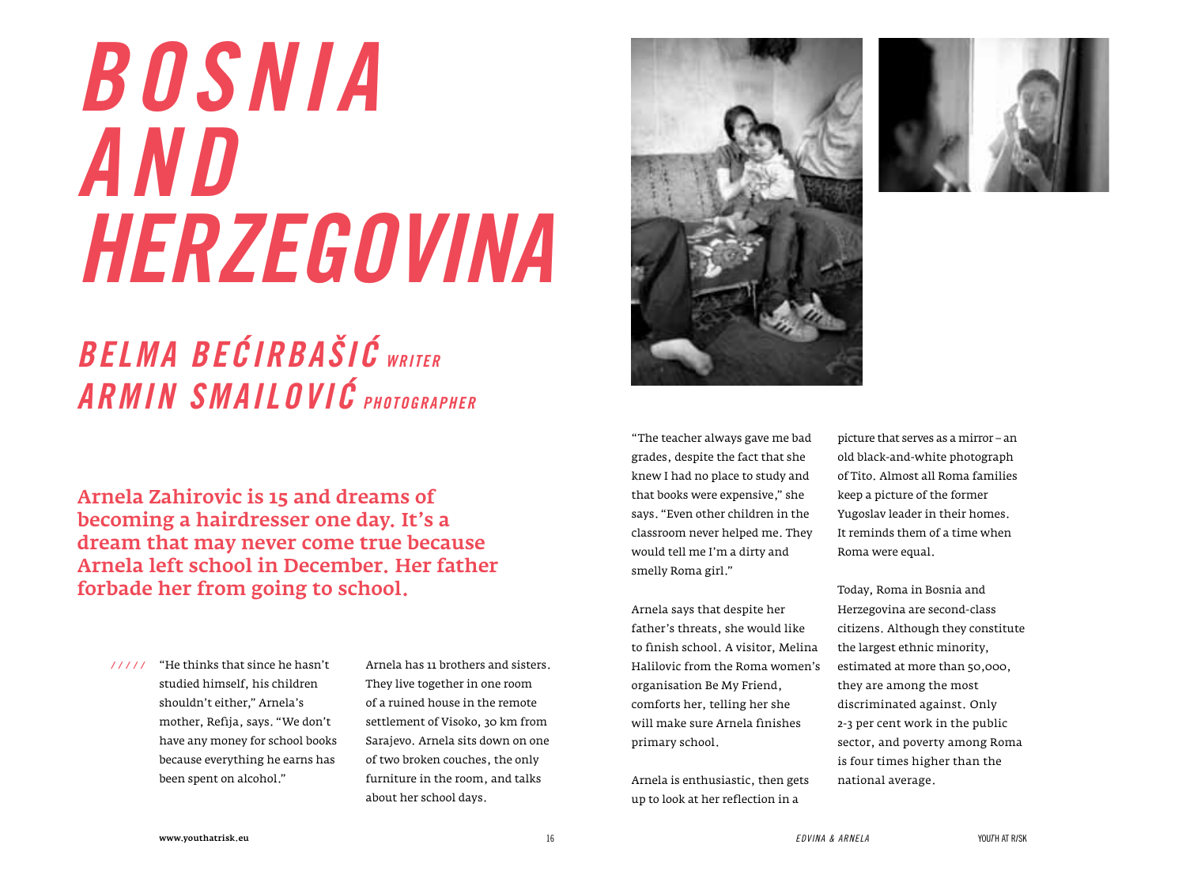# BOSNIA AND HERZEGOVINA

## BELMA BEĆIRBAŠIĆ *WRITER*
## ARMIN SMAILOVIĆ *PHOTOGRAPHER*

**Arnela Zahirovic is 15 and dreams of becoming a hairdresser one day. It's a dream that may never come true because Arnela left school in December. Her father forbade her from going to school.**

///// "He thinks that since he hasn't studied himself, his children shouldn't either," Arnela's mother, Refija, says. "We don't have any money for school books because everything he earns has been spent on alcohol."

Arnela has 11 brothers and sisters. They live together in one room of a ruined house in the remote settlement of Visoko, 30 km from Sarajevo. Arnela sits down on one of two broken couches, the only furniture in the room, and talks about her school days.

"The teacher always gave me bad grades, despite the fact that she knew I had no place to study and that books were expensive," she says. "Even other children in the classroom never helped me. They would tell me I'm a dirty and smelly Roma girl."

Arnela says that despite her father's threats, she would like to finish school. A visitor, Melina Halilovic from the Roma women's organisation Be My Friend, comforts her, telling her she will make sure Arnela finishes primary school.

Arnela is enthusiastic, then gets up to look at her reflection in a picture that serves as a mirror – an old black-and-white photograph of Tito. Almost all Roma families keep a picture of the former Yugoslav leader in their homes. It reminds them of a time when Roma were equal.

Today, Roma in Bosnia and Herzegovina are second-class citizens. Although they constitute the largest ethnic minority, estimated at more than 50,000, they are among the most discriminated against. Only 2-3 per cent work in the public sector, and poverty among Roma is four times higher than the national average.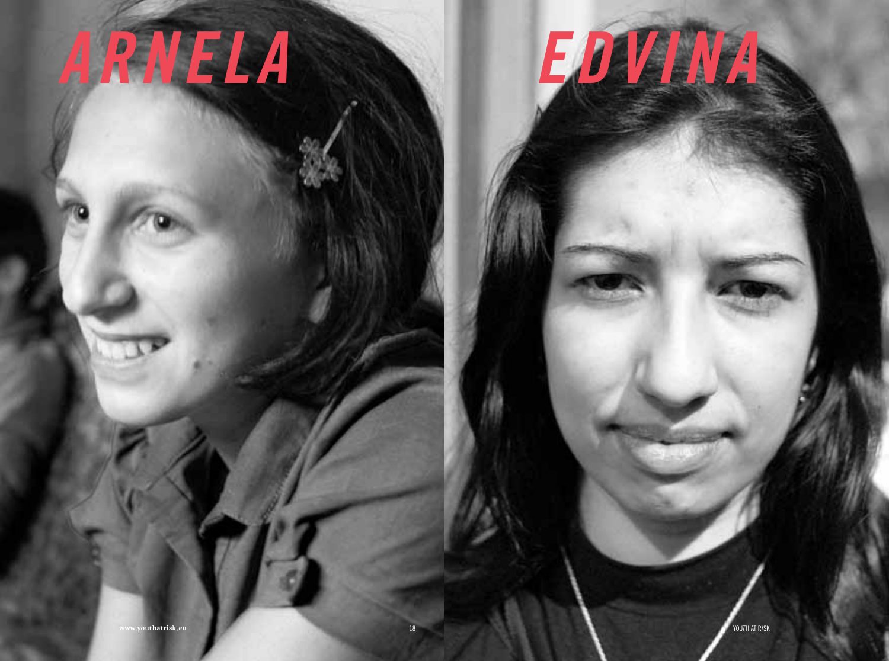# ARNELA

# EDVINA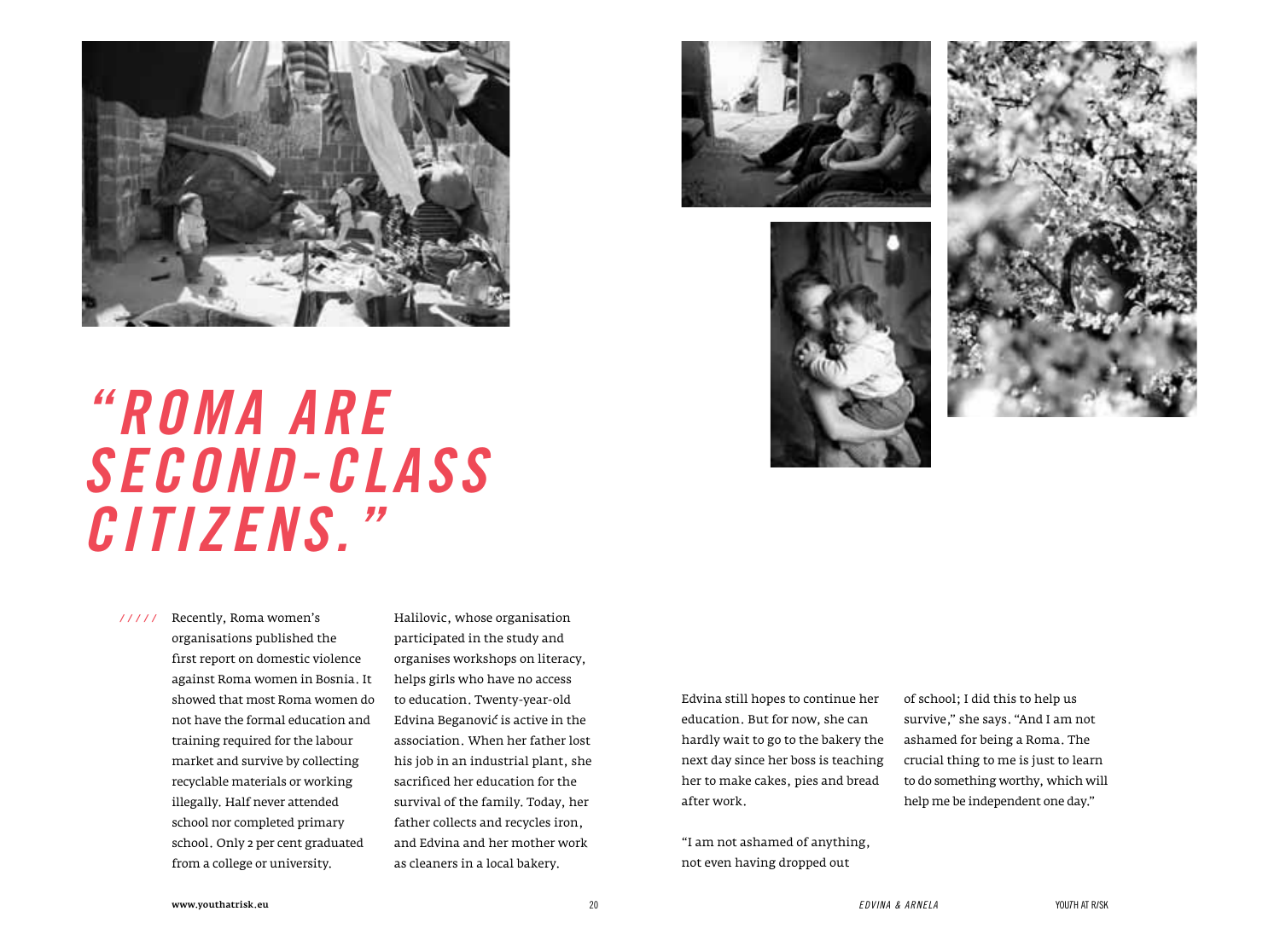# "ROMA ARE SECOND-CLASS CITIZENS."

///// Recently, Roma women's organisations published the first report on domestic violence against Roma women in Bosnia. It showed that most Roma women do not have the formal education and training required for the labour market and survive by collecting recyclable materials or working illegally. Half never attended school nor completed primary school. Only 2 per cent graduated from a college or university. Halilovic, whose organisation participated in the study and organises workshops on literacy, helps girls who have no access to education. Twenty-year-old Edvina Beganović is active in the association. When her father lost his job in an industrial plant, she sacrificed her education for the survival of the family. Today, her father collects and recycles iron, and Edvina and her mother work as cleaners in a local bakery.

Edvina still hopes to continue her education. But for now, she can hardly wait to go to the bakery the next day since her boss is teaching her to make cakes, pies and bread after work.

"I am not ashamed of anything, not even having dropped out of school; I did this to help us survive," she says. "And I am not ashamed for being a Roma. The crucial thing to me is just to learn to do something worthy, which will help me be independent one day."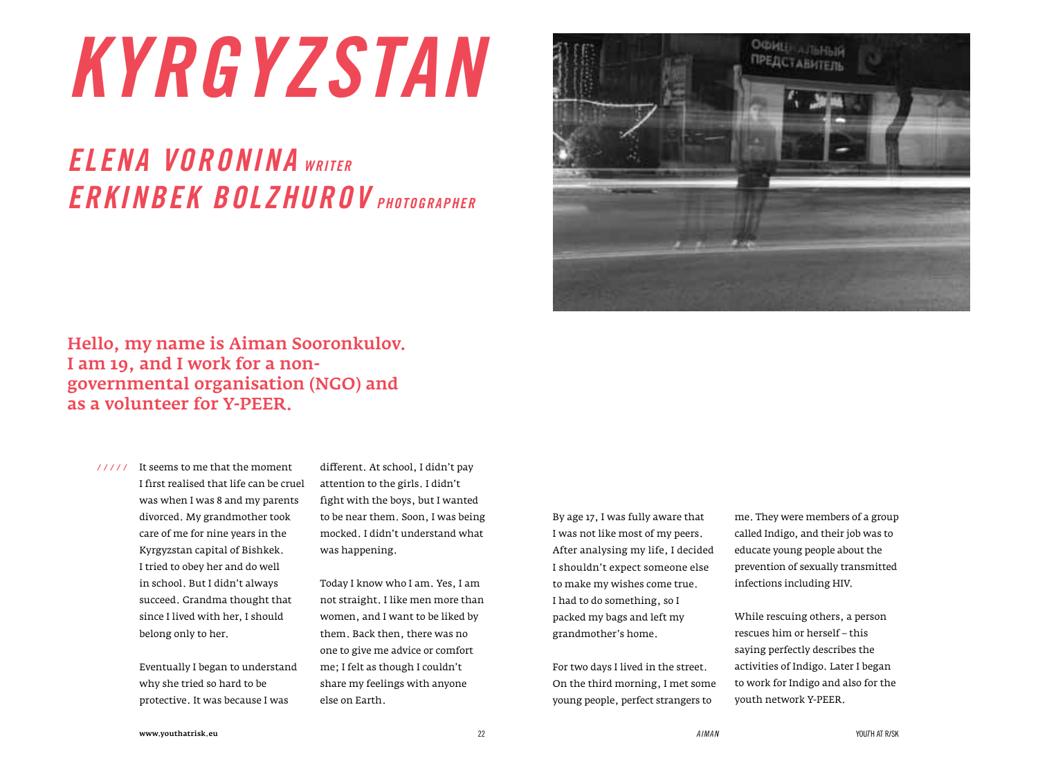# KYRGYZSTAN

## ELENA VORONINA *WRITER*
## ERKINBEK BOLZHUROV *PHOTOGRAPHER*

**Hello, my name is Aiman Sooronkulov. I am 19, and I work for a non-governmental organisation (NGO) and as a volunteer for Y-PEER.**

///// It seems to me that the moment I first realised that life can be cruel was when I was 8 and my parents divorced. My grandmother took care of me for nine years in the Kyrgyzstan capital of Bishkek. I tried to obey her and do well in school. But I didn't always succeed. Grandma thought that since I lived with her, I should belong only to her.

Eventually I began to understand why she tried so hard to be protective. It was because I was different. At school, I didn't pay attention to the girls. I didn't fight with the boys, but I wanted to be near them. Soon, I was being mocked. I didn't understand what was happening.

Today I know who I am. Yes, I am not straight. I like men more than women, and I want to be liked by them. Back then, there was no one to give me advice or comfort me; I felt as though I couldn't share my feelings with anyone else on Earth.

By age 17, I was fully aware that I was not like most of my peers. After analysing my life, I decided I shouldn't expect someone else to make my wishes come true. I had to do something, so I packed my bags and left my grandmother's home.

For two days I lived in the street. On the third morning, I met some young people, perfect strangers to me. They were members of a group called Indigo, and their job was to educate young people about the prevention of sexually transmitted infections including HIV.

While rescuing others, a person rescues him or herself – this saying perfectly describes the activities of Indigo. Later I began to work for Indigo and also for the youth network Y-PEER.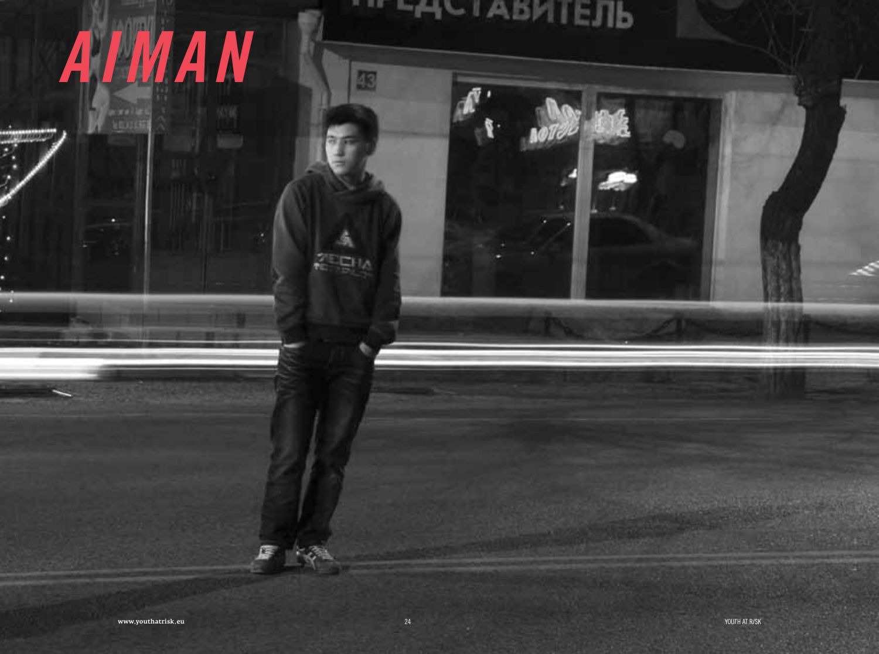# AIMAN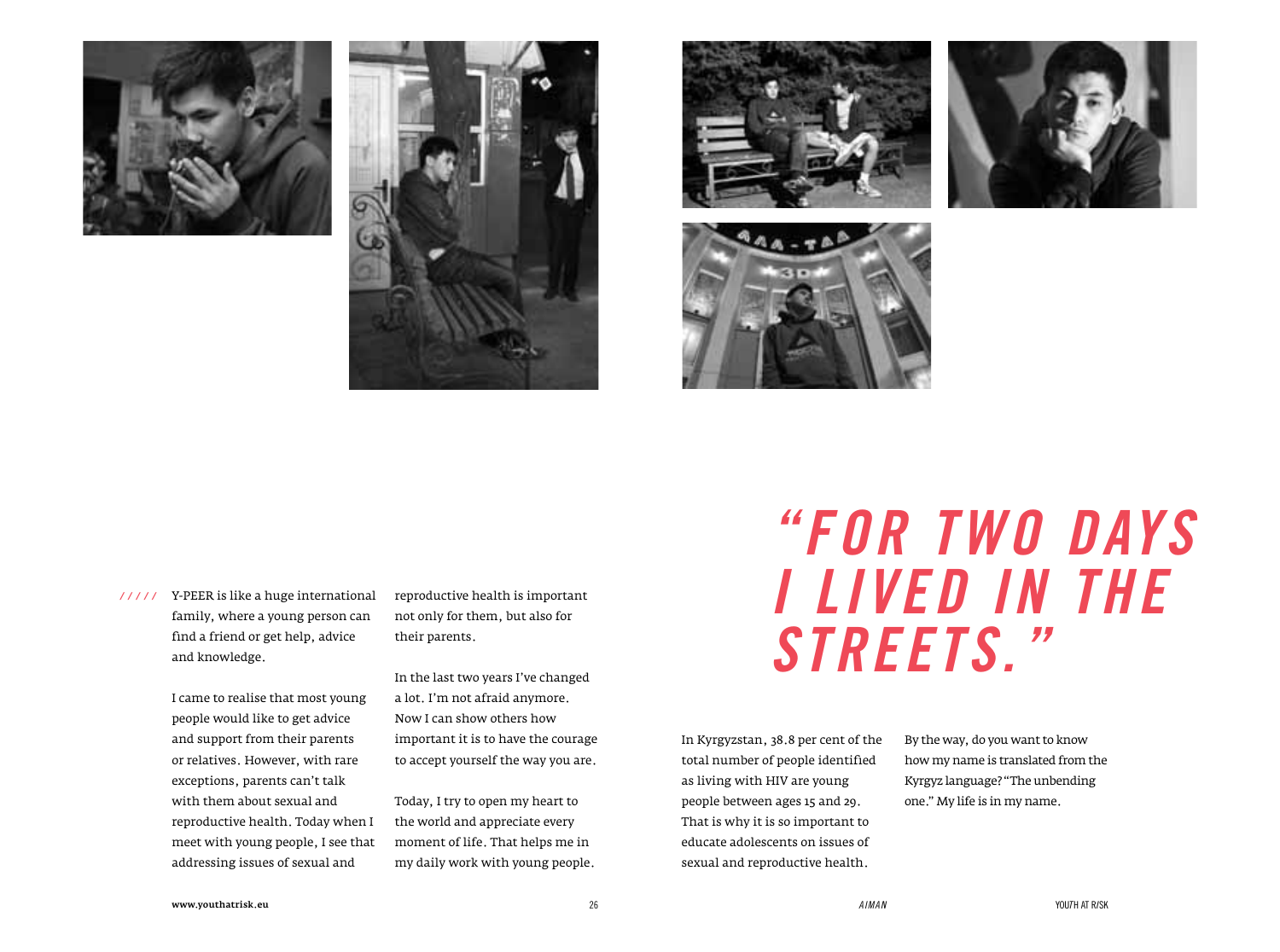///// Y-PEER is like a huge international family, where a young person can find a friend or get help, advice and knowledge.

I came to realise that most young people would like to get advice and support from their parents or relatives. However, with rare exceptions, parents can't talk with them about sexual and reproductive health. Today when I meet with young people, I see that addressing issues of sexual and reproductive health is important not only for them, but also for their parents.

In the last two years I've changed a lot. I'm not afraid anymore. Now I can show others how important it is to have the courage to accept yourself the way you are.

Today, I try to open my heart to the world and appreciate every moment of life. That helps me in my daily work with young people.

# *"FOR TWO DAYS I LIVED IN THE STREETS."*

In Kyrgyzstan, 38.8 per cent of the total number of people identified as living with HIV are young people between ages 15 and 29. That is why it is so important to educate adolescents on issues of sexual and reproductive health.

By the way, do you want to know how my name is translated from the Kyrgyz language? "The unbending one." My life is in my name.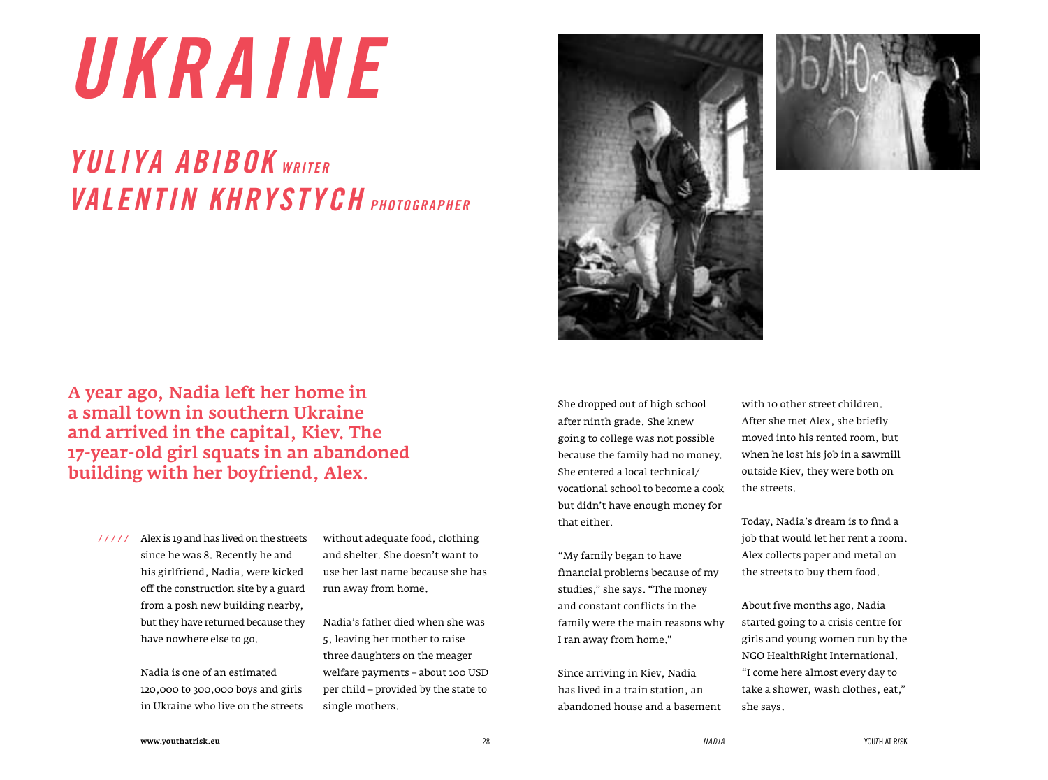# UKRAINE

## YULIYA ABIBOK *WRITER*
## VALENTIN KHRYSTYCH *PHOTOGRAPHER*

**A year ago, Nadia left her home in a small town in southern Ukraine and arrived in the capital, Kiev. The 17-year-old girl squats in an abandoned building with her boyfriend, Alex.**

///// Alex is 19 and has lived on the streets since he was 8. Recently he and his girlfriend, Nadia, were kicked off the construction site by a guard from a posh new building nearby, but they have returned because they have nowhere else to go.

Nadia is one of an estimated 120,000 to 300,000 boys and girls in Ukraine who live on the streets without adequate food, clothing and shelter. She doesn't want to use her last name because she has run away from home.

Nadia's father died when she was 5, leaving her mother to raise three daughters on the meager welfare payments – about 100 USD per child – provided by the state to single mothers.

She dropped out of high school after ninth grade. She knew going to college was not possible because the family had no money. She entered a local technical/vocational school to become a cook but didn't have enough money for that either.

"My family began to have financial problems because of my studies," she says. "The money and constant conflicts in the family were the main reasons why I ran away from home."

Since arriving in Kiev, Nadia has lived in a train station, an abandoned house and a basement with 10 other street children. After she met Alex, she briefly moved into his rented room, but when he lost his job in a sawmill outside Kiev, they were both on the streets.

Today, Nadia's dream is to find a job that would let her rent a room. Alex collects paper and metal on the streets to buy them food.

About five months ago, Nadia started going to a crisis centre for girls and young women run by the NGO HealthRight International. "I come here almost every day to take a shower, wash clothes, eat," she says.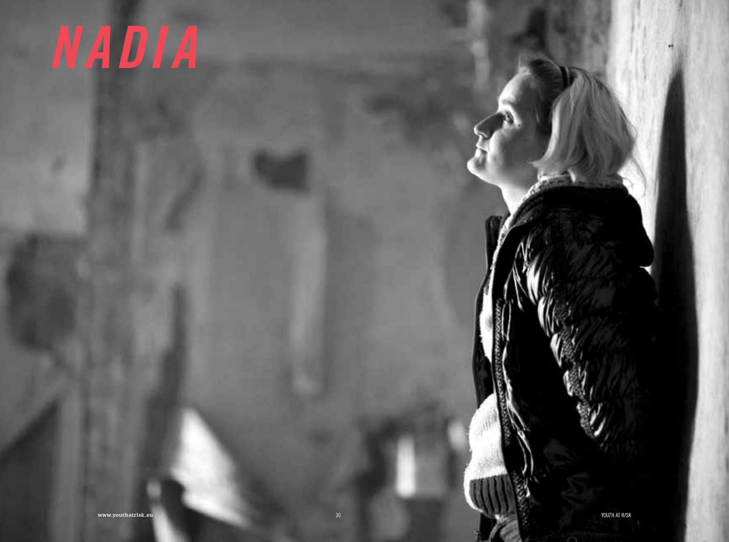# NADIA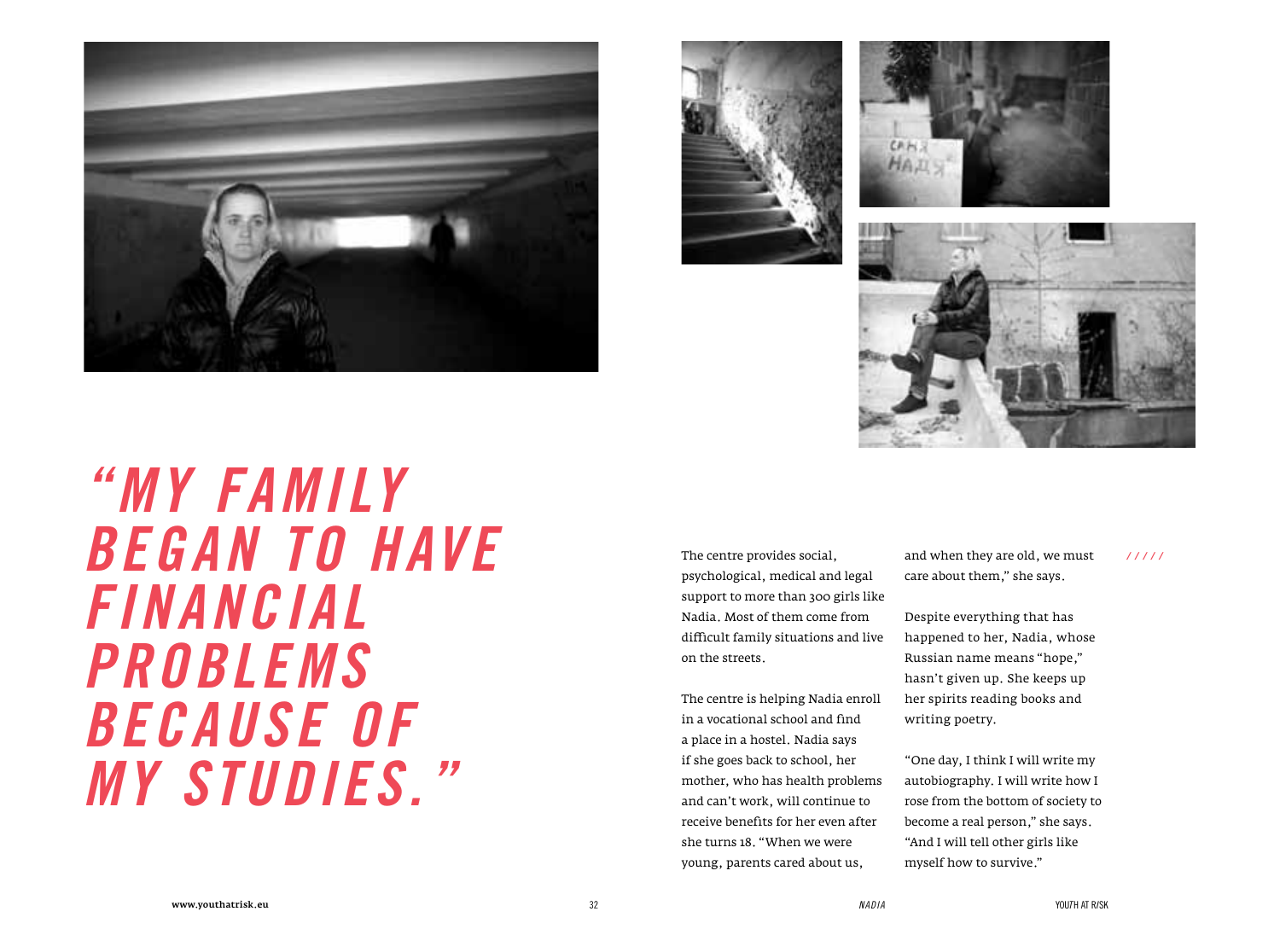## *"MY FAMILY BEGAN TO HAVE FINANCIAL PROBLEMS BECAUSE OF MY STUDIES."*

The centre provides social, psychological, medical and legal support to more than 300 girls like Nadia. Most of them come from difficult family situations and live on the streets.

The centre is helping Nadia enroll in a vocational school and find a place in a hostel. Nadia says if she goes back to school, her mother, who has health problems and can't work, will continue to receive benefits for her even after she turns 18. "When we were young, parents cared about us, and when they are old, we must care about them," she says.

Despite everything that has happened to her, Nadia, whose Russian name means "hope," hasn't given up. She keeps up her spirits reading books and writing poetry.

"One day, I think I will write my autobiography. I will write how I rose from the bottom of society to become a real person," she says. "And I will tell other girls like myself how to survive."

/////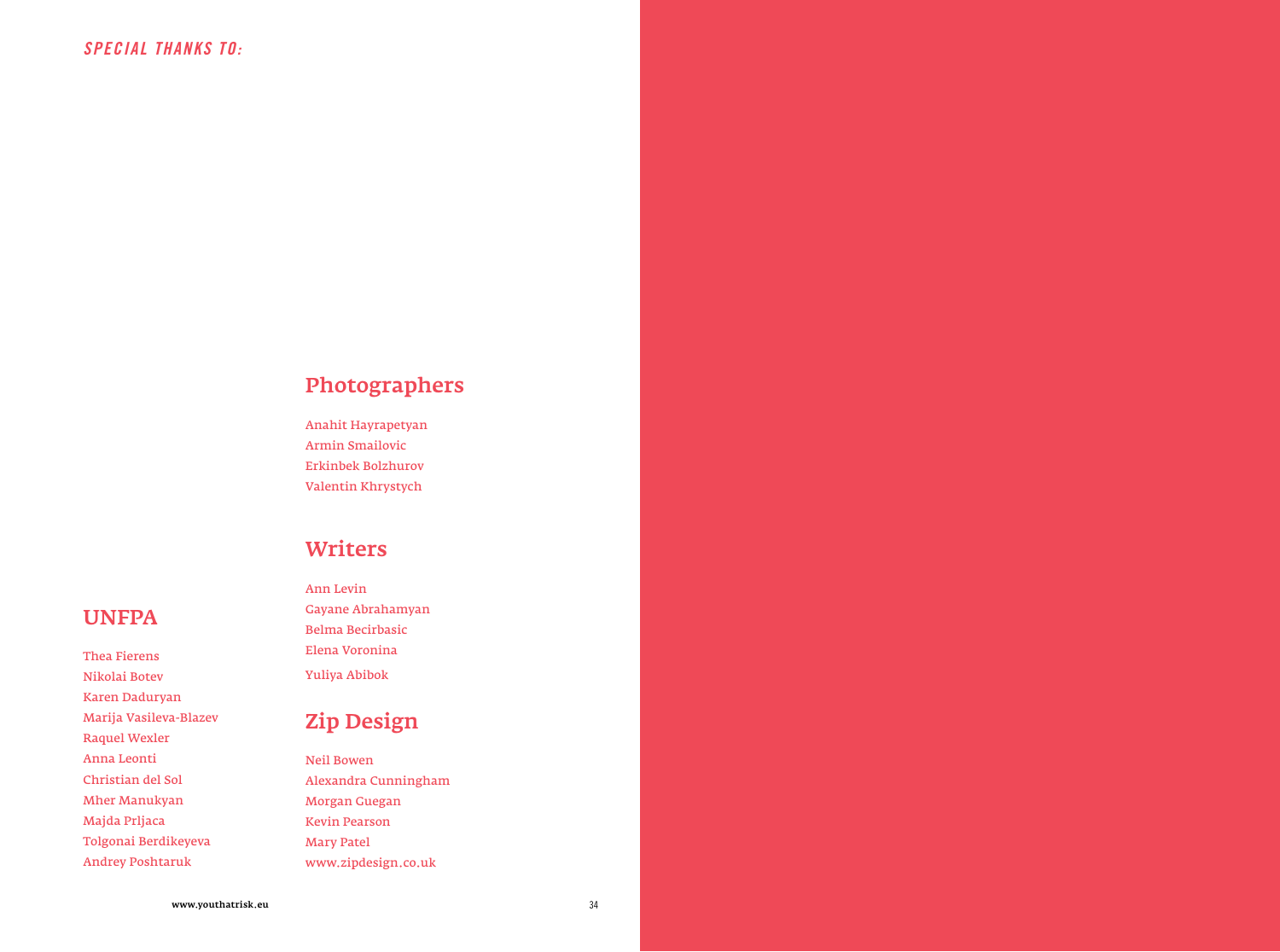*SPECIAL THANKS TO:*

## UNFPA

Thea Fierens
Nikolai Botev
Karen Daduryan
Marija Vasileva-Blazev
Raquel Wexler
Anna Leonti
Christian del Sol
Mher Manukyan
Majda Prljaca
Tolgonai Berdikeyeva
Andrey Poshtaruk

## Photographers

Anahit Hayrapetyan
Armin Smailovic
Erkinbek Bolzhurov
Valentin Khrystych

## Writers

Ann Levin
Gayane Abrahamyan
Belma Becirbasic
Elena Voronina
Yuliya Abibok

## Zip Design

Neil Bowen
Alexandra Cunningham
Morgan Guegan
Kevin Pearson
Mary Patel
www.zipdesign.co.uk

www.youthatrisk.eu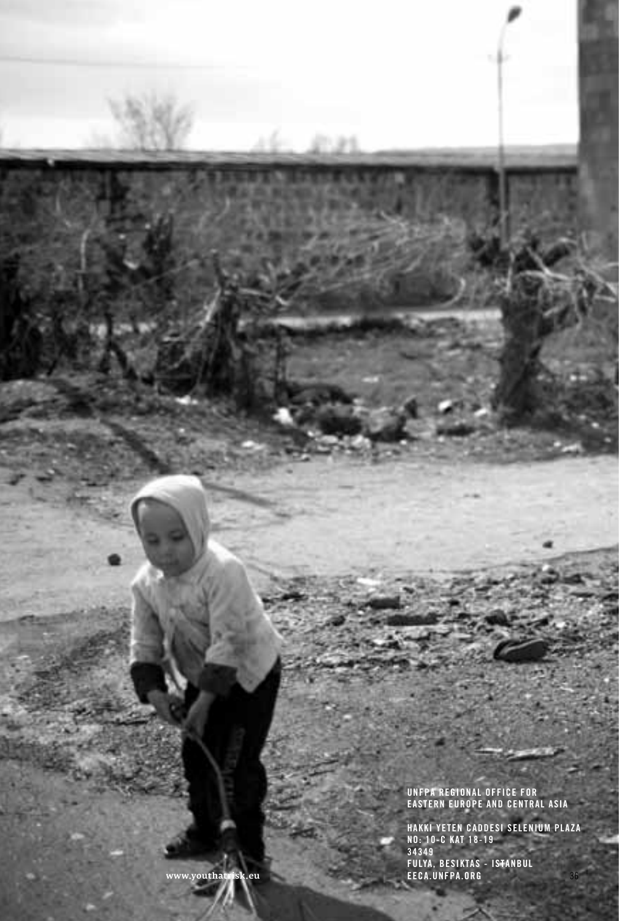UNFPA REGIONAL OFFICE FOR
EASTERN EUROPE AND CENTRAL ASIA

HAKKI YETEN CADDESI SELENIUM PLAZA
NO: 10-C KAT 18-19
34349
FULYA, BESIKTAS - ISTANBUL
EECA.UNFPA.ORG

www.youthatrisk.eu